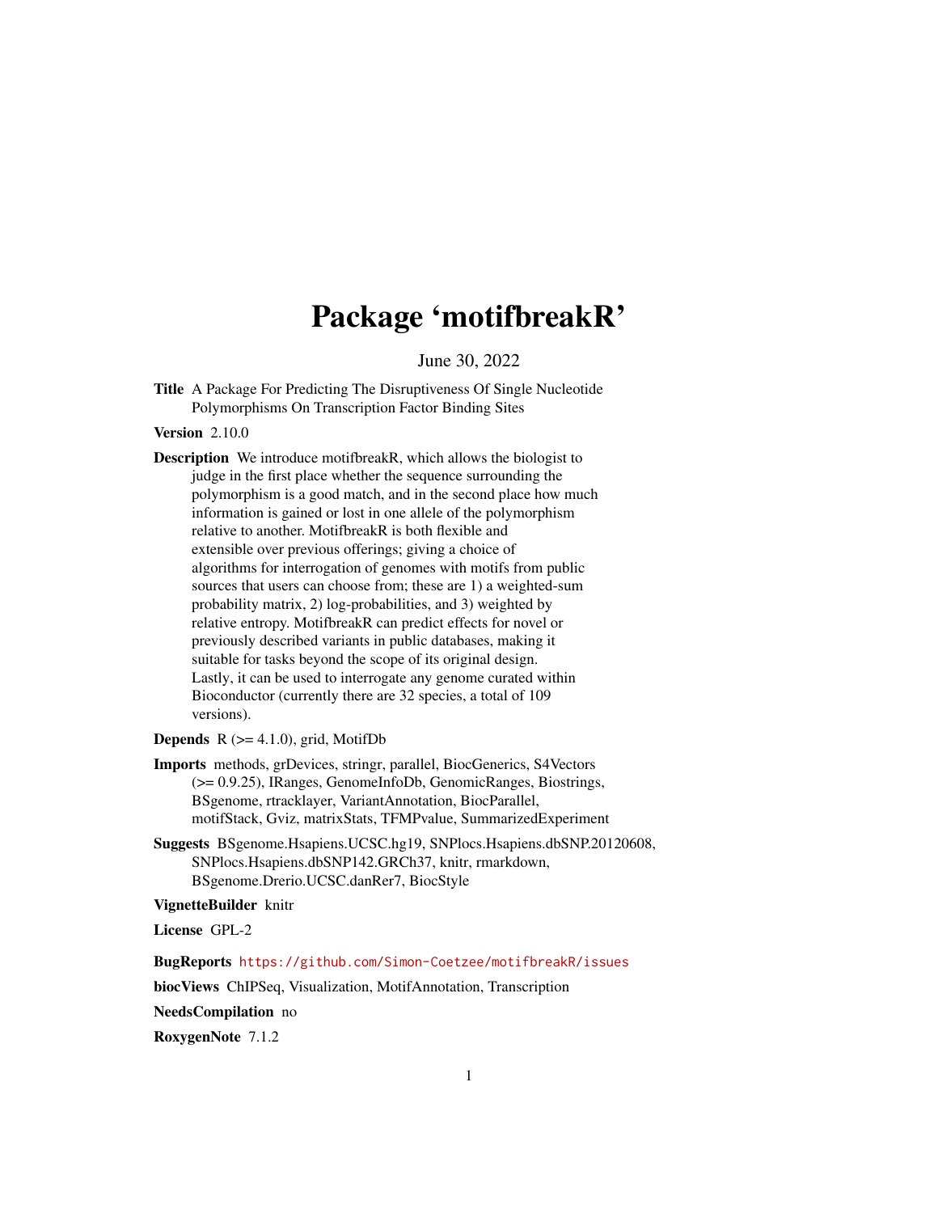# Package 'motifbreakR'

June 30, 2022

**Title** A Package For Predicting The Disruptiveness Of Single Nucleotide Polymorphisms On Transcription Factor Binding Sites

**Version** 2.10.0

**Description** We introduce motifbreakR, which allows the biologist to judge in the first place whether the sequence surrounding the polymorphism is a good match, and in the second place how much information is gained or lost in one allele of the polymorphism relative to another. MotifbreakR is both flexible and extensible over previous offerings; giving a choice of algorithms for interrogation of genomes with motifs from public sources that users can choose from; these are 1) a weighted-sum probability matrix, 2) log-probabilities, and 3) weighted by relative entropy. MotifbreakR can predict effects for novel or previously described variants in public databases, making it suitable for tasks beyond the scope of its original design. Lastly, it can be used to interrogate any genome curated within Bioconductor (currently there are 32 species, a total of 109 versions).

**Depends** R (>= 4.1.0), grid, MotifDb

**Imports** methods, grDevices, stringr, parallel, BiocGenerics, S4Vectors (>= 0.9.25), IRanges, GenomeInfoDb, GenomicRanges, Biostrings, BSgenome, rtracklayer, VariantAnnotation, BiocParallel, motifStack, Gviz, matrixStats, TFMPvalue, SummarizedExperiment

**Suggests** BSgenome.Hsapiens.UCSC.hg19, SNPlocs.Hsapiens.dbSNP.20120608, SNPlocs.Hsapiens.dbSNP142.GRCh37, knitr, rmarkdown, BSgenome.Drerio.UCSC.danRer7, BiocStyle

**VignetteBuilder** knitr

**License** GPL-2

**BugReports** https://github.com/Simon-Coetzee/motifbreakR/issues

**biocViews** ChIPSeq, Visualization, MotifAnnotation, Transcription

**NeedsCompilation** no

**RoxygenNote** 7.1.2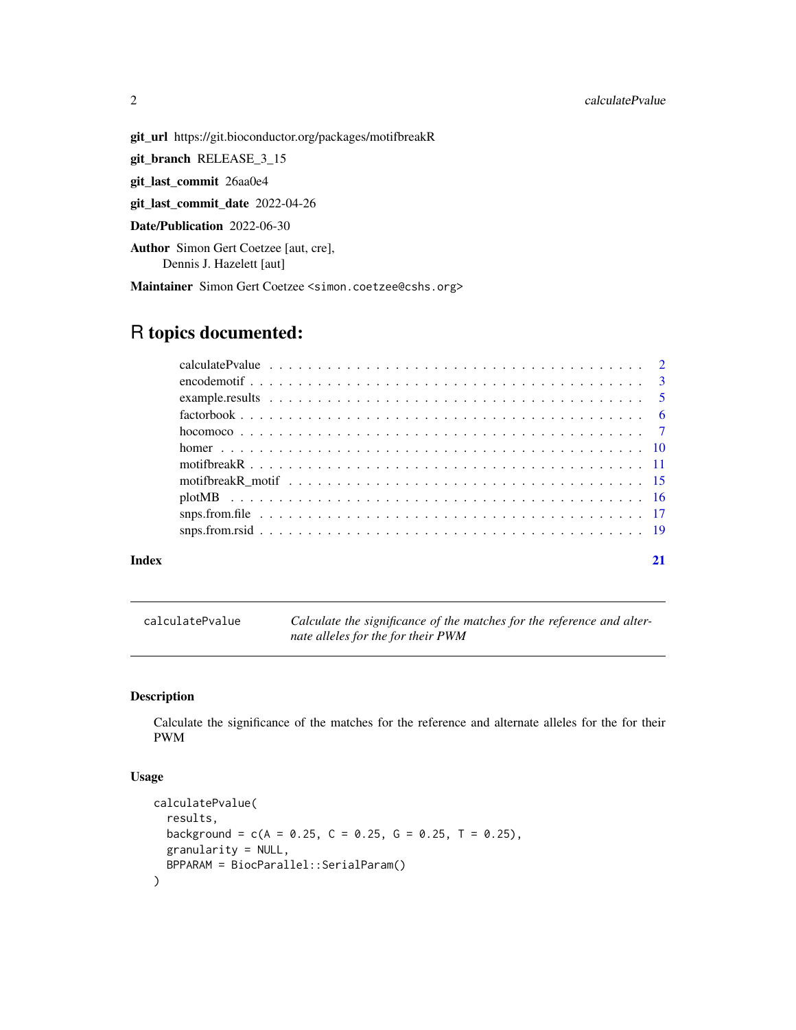**git_url** https://git.bioconductor.org/packages/motifbreakR

**git_branch** RELEASE_3_15

**git_last_commit** 26aa0e4

**git_last_commit_date** 2022-04-26

**Date/Publication** 2022-06-30

**Author** Simon Gert Coetzee [aut, cre],
Dennis J. Hazelett [aut]

**Maintainer** Simon Gert Coetzee <simon.coetzee@cshs.org>

# R topics documented:

| | |
|---|---|
| calculatePvalue | 2 |
| encodemotif | 3 |
| example.results | 5 |
| factorbook | 6 |
| hocomoco | 7 |
| homer | 10 |
| motifbreakR | 11 |
| motifbreakR_motif | 15 |
| plotMB | 16 |
| snps.from.file | 17 |
| snps.from.rsid | 19 |
| **Index** | **21** |

---

## calculatePvalue — *Calculate the significance of the matches for the reference and alternate alleles for the for their PWM*

### Description

Calculate the significance of the matches for the reference and alternate alleles for the for their PWM

### Usage

```
calculatePvalue(
  results,
  background = c(A = 0.25, C = 0.25, G = 0.25, T = 0.25),
  granularity = NULL,
  BPPARAM = BiocParallel::SerialParam()
)
```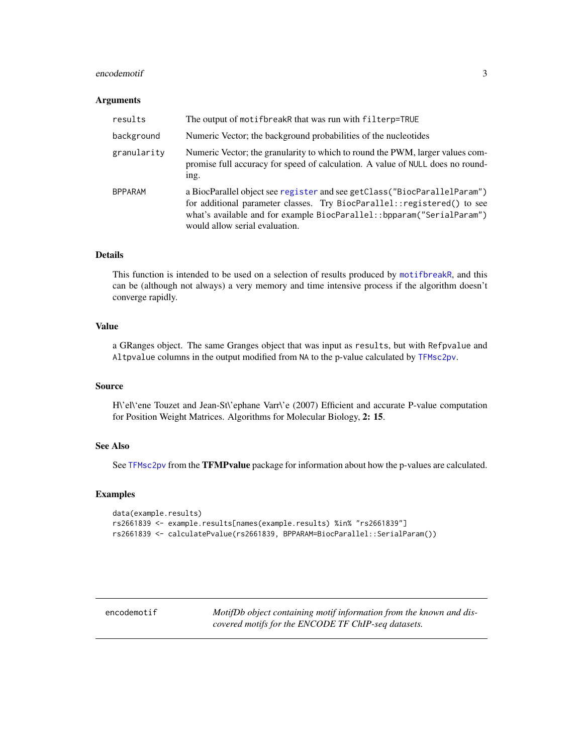### Arguments

| | |
|---|---|
| `results` | The output of `motifbreakR` that was run with `filterp=TRUE` |
| `background` | Numeric Vector; the background probabilities of the nucleotides |
| `granularity` | Numeric Vector; the granularity to which to round the PWM, larger values compromise full accuracy for speed of calculation. A value of `NULL` does no rounding. |
| `BPPARAM` | a BiocParallel object see `register` and see `getClass("BiocParallelParam")` for additional parameter classes. Try `BiocParallel::registered()` to see what's available and for example `BiocParallel::bpparam("SerialParam")` would allow serial evaluation. |

### Details

This function is intended to be used on a selection of results produced by `motifbreakR`, and this can be (although not always) a very memory and time intensive process if the algorithm doesn't converge rapidly.

### Value

a GRanges object. The same Granges object that was input as `results`, but with `Refpvalue` and `Altpvalue` columns in the output modified from `NA` to the p-value calculated by `TFMsc2pv`.

### Source

H\'el\`ene Touzet and Jean-St\'ephane Varr\'e (2007) Efficient and accurate P-value computation for Position Weight Matrices. Algorithms for Molecular Biology, **2: 15**.

### See Also

See `TFMsc2pv` from the **TFMPvalue** package for information about how the p-values are calculated.

### Examples

```
data(example.results)
rs2661839 <- example.results[names(example.results) %in% "rs2661839"]
rs2661839 <- calculatePvalue(rs2661839, BPPARAM=BiocParallel::SerialParam())
```

---

## encodemotif

*MotifDb object containing motif information from the known and discovered motifs for the ENCODE TF ChIP-seq datasets.*

---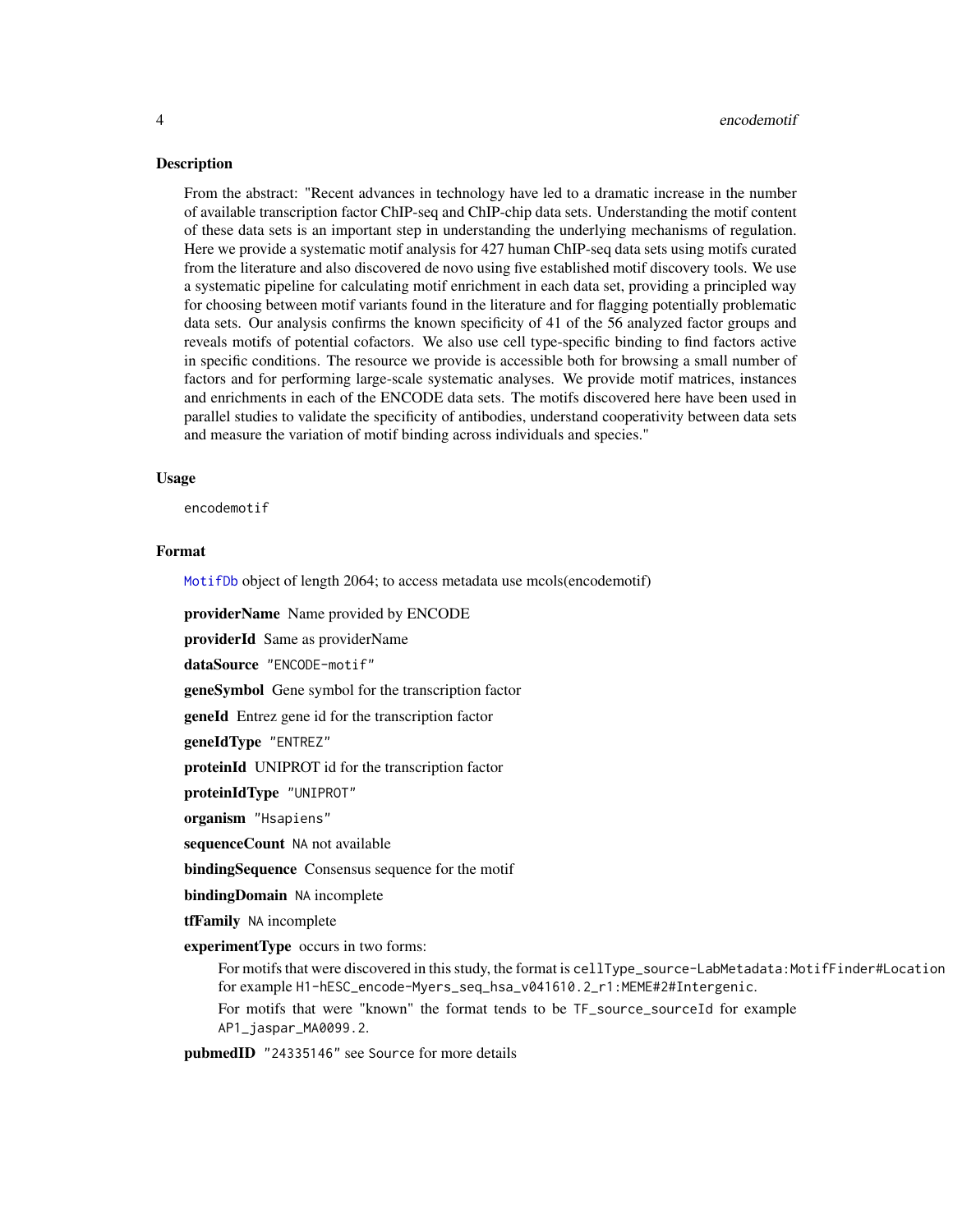## Description

From the abstract: "Recent advances in technology have led to a dramatic increase in the number of available transcription factor ChIP-seq and ChIP-chip data sets. Understanding the motif content of these data sets is an important step in understanding the underlying mechanisms of regulation. Here we provide a systematic motif analysis for 427 human ChIP-seq data sets using motifs curated from the literature and also discovered de novo using five established motif discovery tools. We use a systematic pipeline for calculating motif enrichment in each data set, providing a principled way for choosing between motif variants found in the literature and for flagging potentially problematic data sets. Our analysis confirms the known specificity of 41 of the 56 analyzed factor groups and reveals motifs of potential cofactors. We also use cell type-specific binding to find factors active in specific conditions. The resource we provide is accessible both for browsing a small number of factors and for performing large-scale systematic analyses. We provide motif matrices, instances and enrichments in each of the ENCODE data sets. The motifs discovered here have been used in parallel studies to validate the specificity of antibodies, understand cooperativity between data sets and measure the variation of motif binding across individuals and species."

## Usage

```
encodemotif
```

## Format

`MotifDb` object of length 2064; to access metadata use mcols(encodemotif)

**providerName** Name provided by ENCODE

**providerId** Same as providerName

**dataSource** `"ENCODE-motif"`

**geneSymbol** Gene symbol for the transcription factor

**geneId** Entrez gene id for the transcription factor

**geneIdType** `"ENTREZ"`

**proteinId** UNIPROT id for the transcription factor

**proteinIdType** `"UNIPROT"`

**organism** `"Hsapiens"`

**sequenceCount** `NA` not available

**bindingSequence** Consensus sequence for the motif

**bindingDomain** `NA` incomplete

**tfFamily** `NA` incomplete

**experimentType** occurs in two forms:

For motifs that were discovered in this study, the format is `cellType_source-LabMetadata:MotifFinder#Location` for example `H1-hESC_encode-Myers_seq_hsa_v041610.2_r1:MEME#2#Intergenic`.

For motifs that were "known" the format tends to be `TF_source_sourceId` for example `AP1_jaspar_MA0099.2`.

**pubmedID** `"24335146"` see `Source` for more details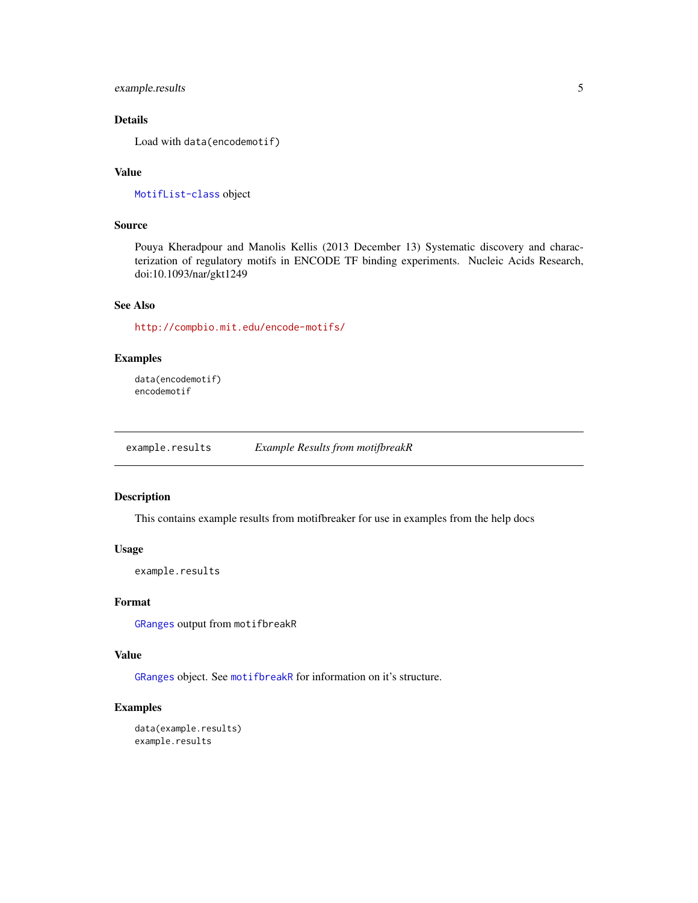### Details

Load with `data(encodemotif)`

### Value

MotifList-class object

### Source

Pouya Kheradpour and Manolis Kellis (2013 December 13) Systematic discovery and characterization of regulatory motifs in ENCODE TF binding experiments. Nucleic Acids Research, doi:10.1093/nar/gkt1249

### See Also

http://compbio.mit.edu/encode-motifs/

### Examples

```
data(encodemotif)
encodemotif
```

---

## example.results &nbsp;&nbsp;&nbsp; *Example Results from motifbreakR*

---

### Description

This contains example results from motifbreaker for use in examples from the help docs

### Usage

```
example.results
```

### Format

GRanges output from `motifbreakR`

### Value

GRanges object. See motifbreakR for information on it's structure.

### Examples

```
data(example.results)
example.results
```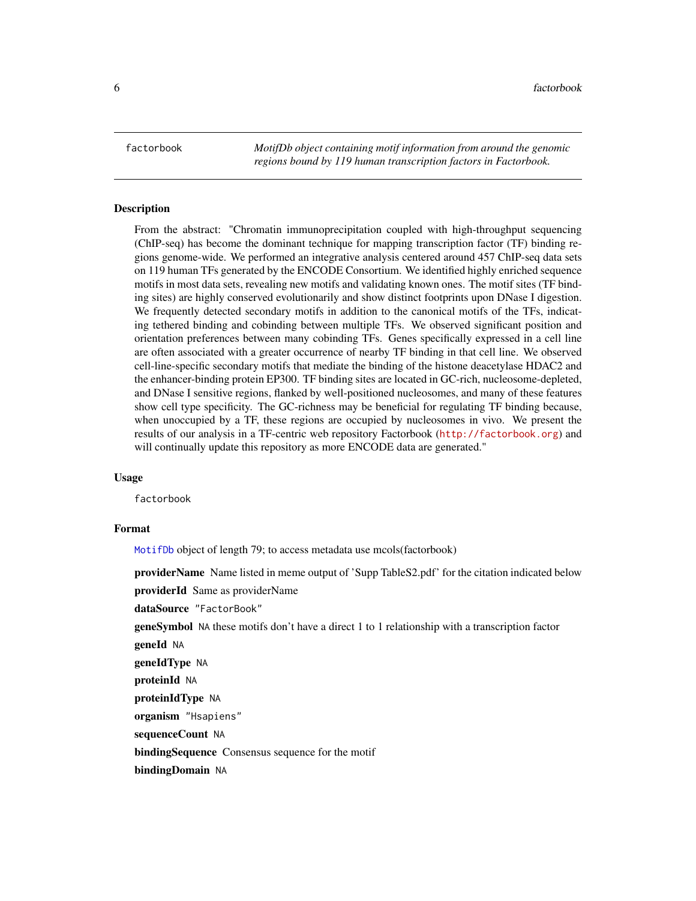factorbook — *MotifDb object containing motif information from around the genomic regions bound by 119 human transcription factors in Factorbook.*

## Description

From the abstract: "Chromatin immunoprecipitation coupled with high-throughput sequencing (ChIP-seq) has become the dominant technique for mapping transcription factor (TF) binding regions genome-wide. We performed an integrative analysis centered around 457 ChIP-seq data sets on 119 human TFs generated by the ENCODE Consortium. We identified highly enriched sequence motifs in most data sets, revealing new motifs and validating known ones. The motif sites (TF binding sites) are highly conserved evolutionarily and show distinct footprints upon DNase I digestion. We frequently detected secondary motifs in addition to the canonical motifs of the TFs, indicating tethered binding and cobinding between multiple TFs. We observed significant position and orientation preferences between many cobinding TFs. Genes specifically expressed in a cell line are often associated with a greater occurrence of nearby TF binding in that cell line. We observed cell-line-specific secondary motifs that mediate the binding of the histone deacetylase HDAC2 and the enhancer-binding protein EP300. TF binding sites are located in GC-rich, nucleosome-depleted, and DNase I sensitive regions, flanked by well-positioned nucleosomes, and many of these features show cell type specificity. The GC-richness may be beneficial for regulating TF binding because, when unoccupied by a TF, these regions are occupied by nucleosomes in vivo. We present the results of our analysis in a TF-centric web repository Factorbook (http://factorbook.org) and will continually update this repository as more ENCODE data are generated."

## Usage

```
factorbook
```

## Format

MotifDb object of length 79; to access metadata use mcols(factorbook)

**providerName** Name listed in meme output of 'Supp TableS2.pdf' for the citation indicated below

**providerId** Same as providerName

**dataSource** `"FactorBook"`

**geneSymbol** `NA` these motifs don't have a direct 1 to 1 relationship with a transcription factor

**geneId** `NA`

**geneIdType** `NA`

**proteinId** `NA`

**proteinIdType** `NA`

**organism** `"Hsapiens"`

**sequenceCount** `NA`

**bindingSequence** Consensus sequence for the motif

**bindingDomain** `NA`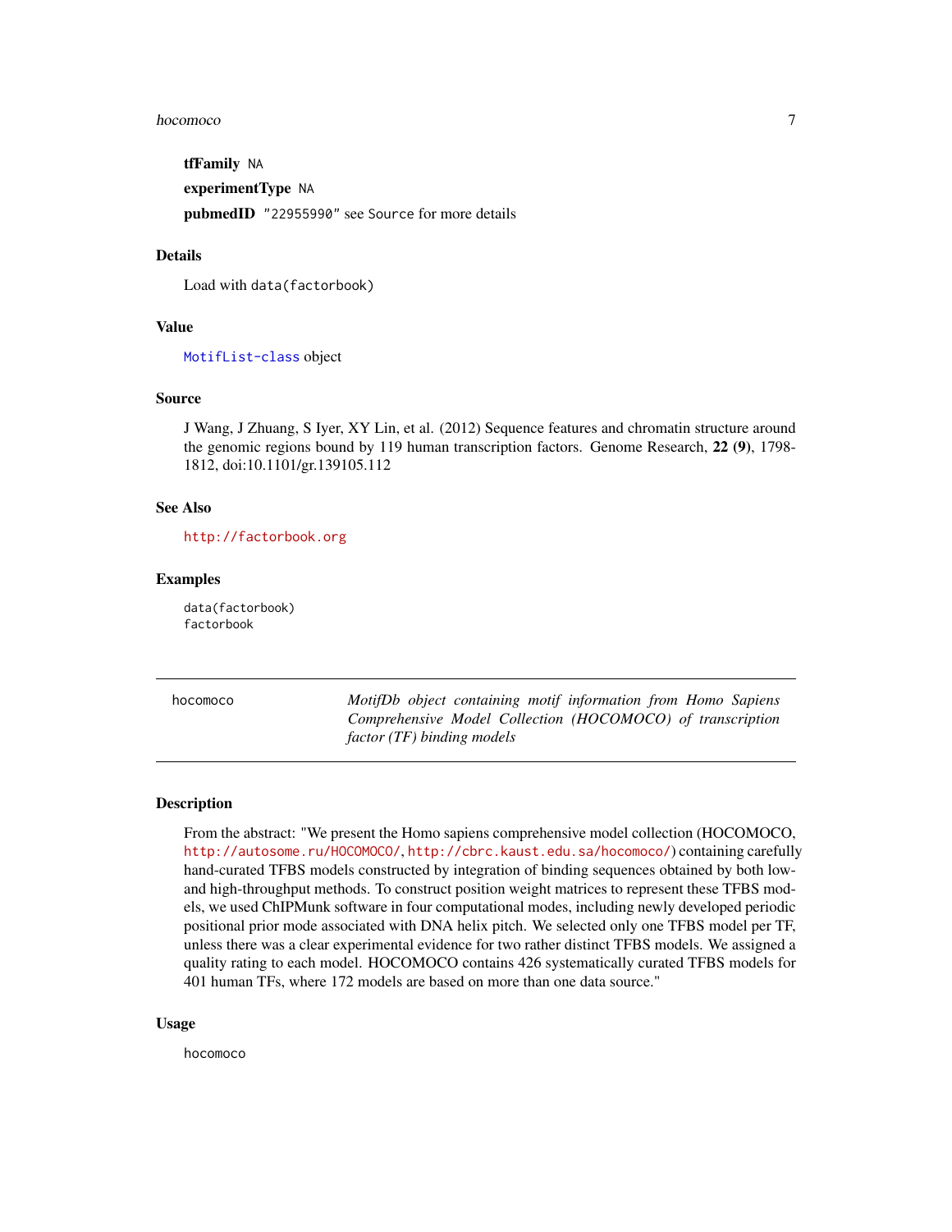**tfFamily** NA

**experimentType** NA

**pubmedID** "22955990" see Source for more details

### Details

Load with `data(factorbook)`

### Value

MotifList-class object

### Source

J Wang, J Zhuang, S Iyer, XY Lin, et al. (2012) Sequence features and chromatin structure around the genomic regions bound by 119 human transcription factors. Genome Research, **22 (9)**, 1798-1812, doi:10.1101/gr.139105.112

### See Also

http://factorbook.org

### Examples

```
data(factorbook)
factorbook
```

---

## hocomoco — *MotifDb object containing motif information from Homo Sapiens Comprehensive Model Collection (HOCOMOCO) of transcription factor (TF) binding models*

---

### Description

From the abstract: "We present the Homo sapiens comprehensive model collection (HOCOMOCO, http://autosome.ru/HOCOMOCO/, http://cbrc.kaust.edu.sa/hocomoco/) containing carefully hand-curated TFBS models constructed by integration of binding sequences obtained by both low- and high-throughput methods. To construct position weight matrices to represent these TFBS models, we used ChIPMunk software in four computational modes, including newly developed periodic positional prior mode associated with DNA helix pitch. We selected only one TFBS model per TF, unless there was a clear experimental evidence for two rather distinct TFBS models. We assigned a quality rating to each model. HOCOMOCO contains 426 systematically curated TFBS models for 401 human TFs, where 172 models are based on more than one data source."

### Usage

```
hocomoco
```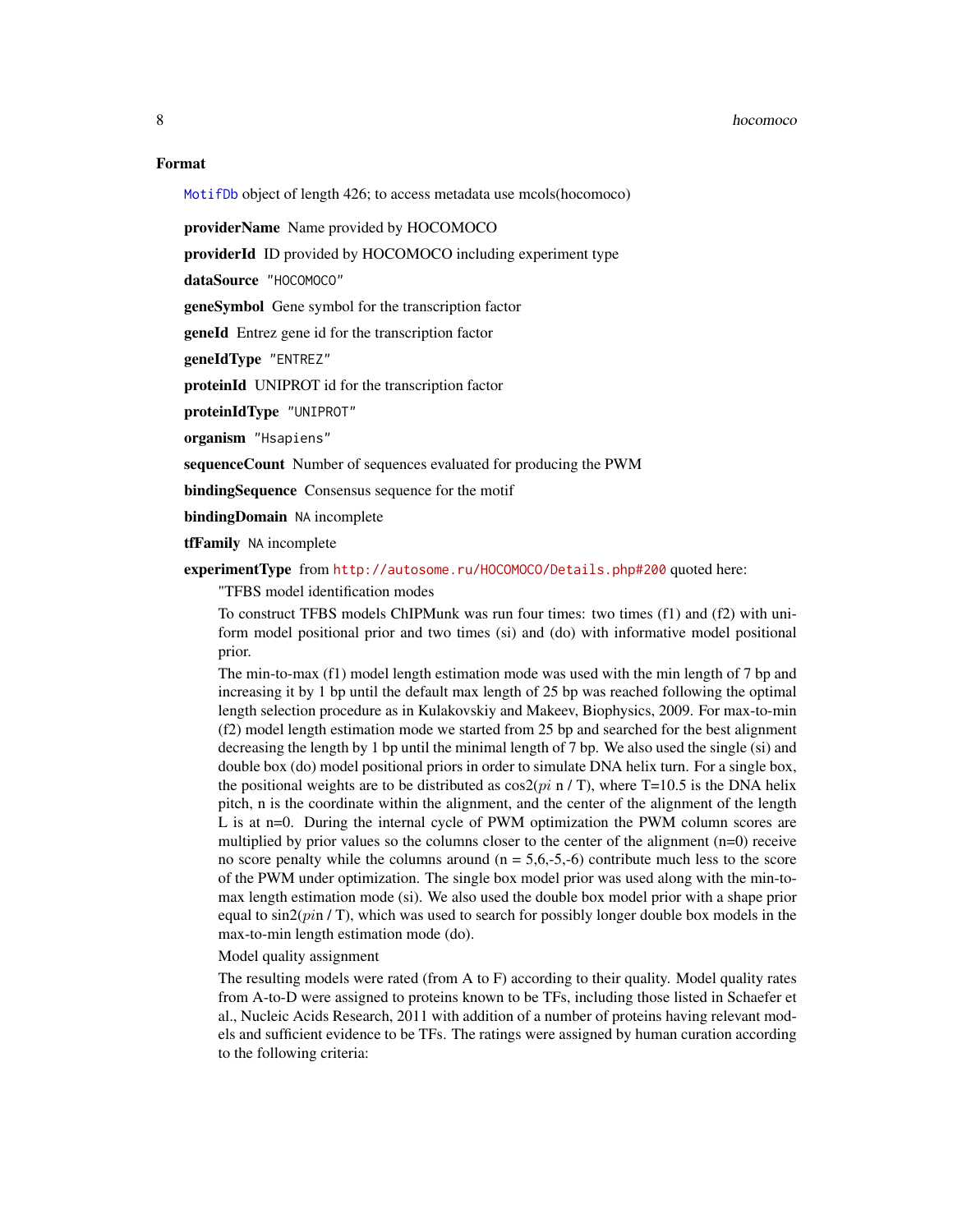### Format

MotifDb object of length 426; to access metadata use mcols(hocomoco)

**providerName** Name provided by HOCOMOCO

**providerId** ID provided by HOCOMOCO including experiment type

**dataSource** "HOCOMOCO"

**geneSymbol** Gene symbol for the transcription factor

**geneId** Entrez gene id for the transcription factor

**geneIdType** "ENTREZ"

**proteinId** UNIPROT id for the transcription factor

**proteinIdType** "UNIPROT"

**organism** "Hsapiens"

**sequenceCount** Number of sequences evaluated for producing the PWM

**bindingSequence** Consensus sequence for the motif

**bindingDomain** NA incomplete

**tfFamily** NA incomplete

**experimentType** from http://autosome.ru/HOCOMOCO/Details.php#200 quoted here:

"TFBS model identification modes

To construct TFBS models ChIPMunk was run four times: two times (f1) and (f2) with uniform model positional prior and two times (si) and (do) with informative model positional prior.

The min-to-max (f1) model length estimation mode was used with the min length of 7 bp and increasing it by 1 bp until the default max length of 25 bp was reached following the optimal length selection procedure as in Kulakovskiy and Makeev, Biophysics, 2009. For max-to-min (f2) model length estimation mode we started from 25 bp and searched for the best alignment decreasing the length by 1 bp until the minimal length of 7 bp. We also used the single (si) and double box (do) model positional priors in order to simulate DNA helix turn. For a single box, the positional weights are to be distributed as cos2($pi$ n / T), where T=10.5 is the DNA helix pitch, n is the coordinate within the alignment, and the center of the alignment of the length L is at n=0. During the internal cycle of PWM optimization the PWM column scores are multiplied by prior values so the columns closer to the center of the alignment (n=0) receive no score penalty while the columns around (n = 5,6,-5,-6) contribute much less to the score of the PWM under optimization. The single box model prior was used along with the min-to-max length estimation mode (si). We also used the double box model prior with a shape prior equal to sin2($pi$n / T), which was used to search for possibly longer double box models in the max-to-min length estimation mode (do).

Model quality assignment

The resulting models were rated (from A to F) according to their quality. Model quality rates from A-to-D were assigned to proteins known to be TFs, including those listed in Schaefer et al., Nucleic Acids Research, 2011 with addition of a number of proteins having relevant models and sufficient evidence to be TFs. The ratings were assigned by human curation according to the following criteria: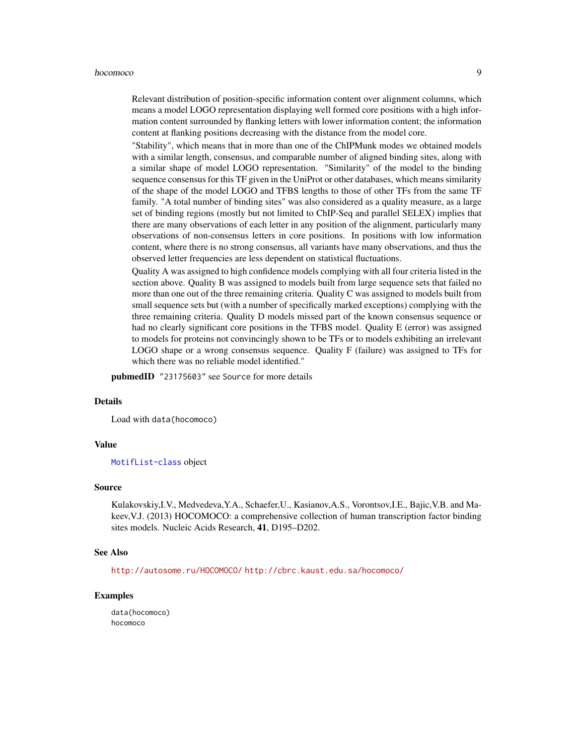Relevant distribution of position-specific information content over alignment columns, which means a model LOGO representation displaying well formed core positions with a high information content surrounded by flanking letters with lower information content; the information content at flanking positions decreasing with the distance from the model core.

"Stability", which means that in more than one of the ChIPMunk modes we obtained models with a similar length, consensus, and comparable number of aligned binding sites, along with a similar shape of model LOGO representation. "Similarity" of the model to the binding sequence consensus for this TF given in the UniProt or other databases, which means similarity of the shape of the model LOGO and TFBS lengths to those of other TFs from the same TF family. "A total number of binding sites" was also considered as a quality measure, as a large set of binding regions (mostly but not limited to ChIP-Seq and parallel SELEX) implies that there are many observations of each letter in any position of the alignment, particularly many observations of non-consensus letters in core positions. In positions with low information content, where there is no strong consensus, all variants have many observations, and thus the observed letter frequencies are less dependent on statistical fluctuations.

Quality A was assigned to high confidence models complying with all four criteria listed in the section above. Quality B was assigned to models built from large sequence sets that failed no more than one out of the three remaining criteria. Quality C was assigned to models built from small sequence sets but (with a number of specifically marked exceptions) complying with the three remaining criteria. Quality D models missed part of the known consensus sequence or had no clearly significant core positions in the TFBS model. Quality E (error) was assigned to models for proteins not convincingly shown to be TFs or to models exhibiting an irrelevant LOGO shape or a wrong consensus sequence. Quality F (failure) was assigned to TFs for which there was no reliable model identified."

**pubmedID** `"23175603"` see `Source` for more details

### Details

Load with `data(hocomoco)`

### Value

`MotifList-class` object

### Source

Kulakovskiy,I.V., Medvedeva,Y.A., Schaefer,U., Kasianov,A.S., Vorontsov,I.E., Bajic,V.B. and Makeev,V.J. (2013) HOCOMOCO: a comprehensive collection of human transcription factor binding sites models. Nucleic Acids Research, **41**, D195–D202.

### See Also

http://autosome.ru/HOCOMOCO/ http://cbrc.kaust.edu.sa/hocomoco/

### Examples

```
data(hocomoco)
hocomoco
```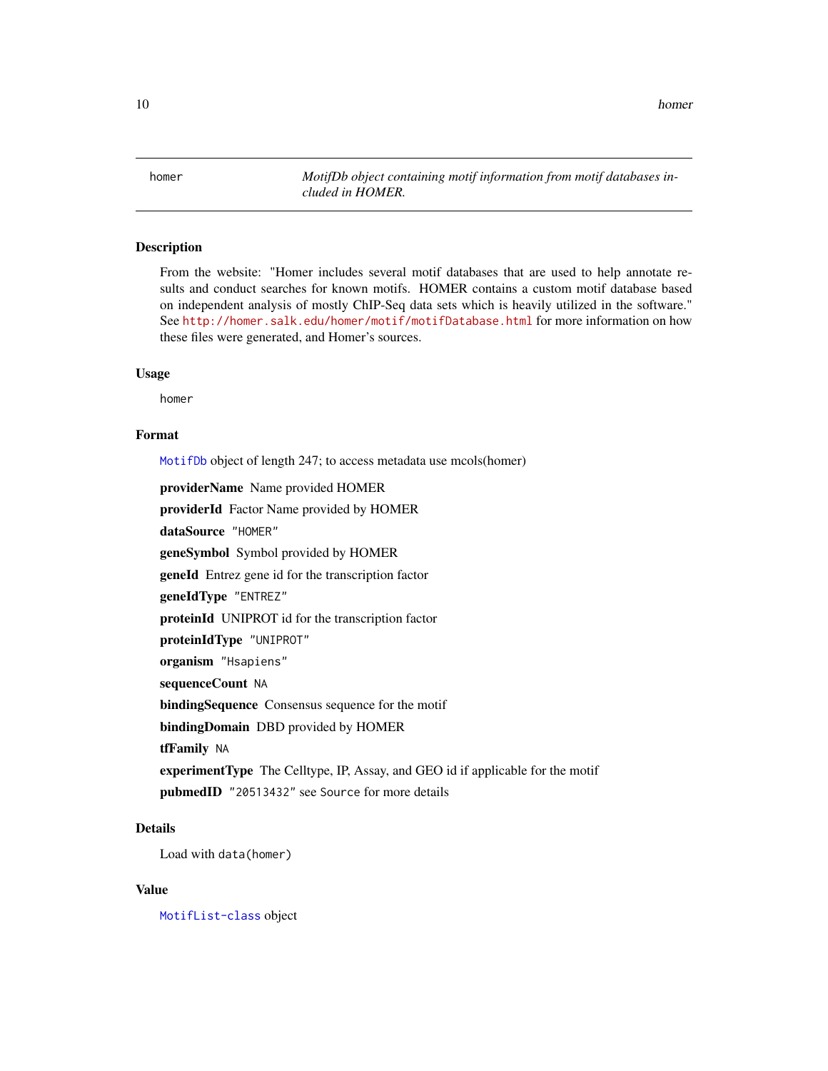homer — *MotifDb object containing motif information from motif databases included in HOMER.*

## Description

From the website: "Homer includes several motif databases that are used to help annotate results and conduct searches for known motifs. HOMER contains a custom motif database based on independent analysis of mostly ChIP-Seq data sets which is heavily utilized in the software." See http://homer.salk.edu/homer/motif/motifDatabase.html for more information on how these files were generated, and Homer's sources.

## Usage

```
homer
```

## Format

MotifDb object of length 247; to access metadata use mcols(homer)

**providerName** Name provided HOMER

**providerId** Factor Name provided by HOMER

**dataSource** `"HOMER"`

**geneSymbol** Symbol provided by HOMER

**geneId** Entrez gene id for the transcription factor

**geneIdType** `"ENTREZ"`

**proteinId** UNIPROT id for the transcription factor

**proteinIdType** `"UNIPROT"`

**organism** `"Hsapiens"`

**sequenceCount** `NA`

**bindingSequence** Consensus sequence for the motif

**bindingDomain** DBD provided by HOMER

**tfFamily** `NA`

**experimentType** The Celltype, IP, Assay, and GEO id if applicable for the motif

**pubmedID** `"20513432"` see `Source` for more details

## Details

Load with `data(homer)`

## Value

MotifList-class object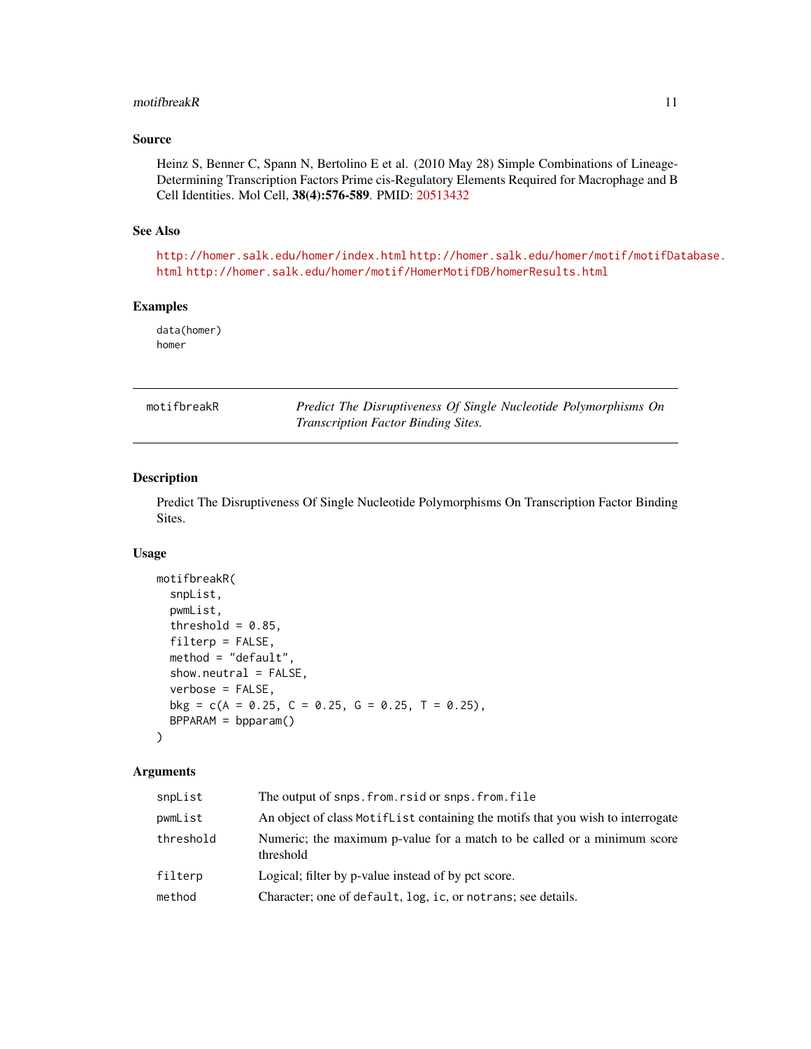## Source

Heinz S, Benner C, Spann N, Bertolino E et al. (2010 May 28) Simple Combinations of Lineage-Determining Transcription Factors Prime cis-Regulatory Elements Required for Macrophage and B Cell Identities. Mol Cell, **38(4):576-589**. PMID: 20513432

## See Also

http://homer.salk.edu/homer/index.html http://homer.salk.edu/homer/motif/motifDatabase.html http://homer.salk.edu/homer/motif/HomerMotifDB/homerResults.html

## Examples

```
data(homer)
homer
```

---

# motifbreakR — *Predict The Disruptiveness Of Single Nucleotide Polymorphisms On Transcription Factor Binding Sites.*

## Description

Predict The Disruptiveness Of Single Nucleotide Polymorphisms On Transcription Factor Binding Sites.

## Usage

```
motifbreakR(
  snpList,
  pwmList,
  threshold = 0.85,
  filterp = FALSE,
  method = "default",
  show.neutral = FALSE,
  verbose = FALSE,
  bkg = c(A = 0.25, C = 0.25, G = 0.25, T = 0.25),
  BPPARAM = bpparam()
)
```

## Arguments

| | |
|---|---|
| snpList | The output of `snps.from.rsid` or `snps.from.file` |
| pwmList | An object of class `MotifList` containing the motifs that you wish to interrogate |
| threshold | Numeric; the maximum p-value for a match to be called or a minimum score threshold |
| filterp | Logical; filter by p-value instead of by pct score. |
| method | Character; one of `default`, `log`, `ic`, or `notrans`; see details. |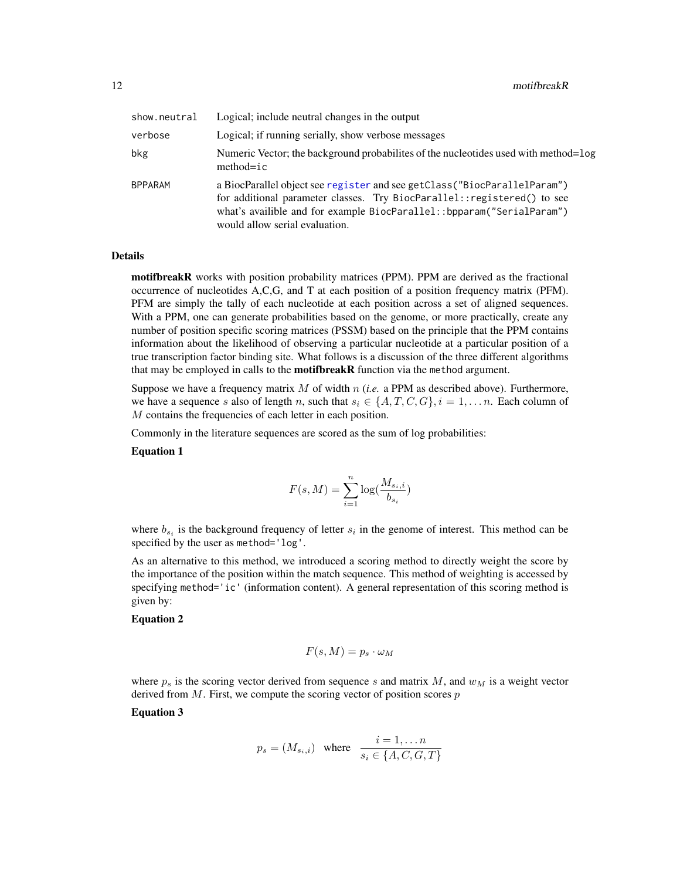| | |
|---|---|
| show.neutral | Logical; include neutral changes in the output |
| verbose | Logical; if running serially, show verbose messages |
| bkg | Numeric Vector; the background probabilites of the nucleotides used with method=log method=ic |
| BPPARAM | a BiocParallel object see register and see getClass("BiocParallelParam") for additional parameter classes. Try BiocParallel::registered() to see what's availible and for example BiocParallel::bpparam("SerialParam") would allow serial evaluation. |

## Details

**motifbreakR** works with position probability matrices (PPM). PPM are derived as the fractional occurrence of nucleotides A,C,G, and T at each position of a position frequency matrix (PFM). PFM are simply the tally of each nucleotide at each position across a set of aligned sequences. With a PPM, one can generate probabilities based on the genome, or more practically, create any number of position specific scoring matrices (PSSM) based on the principle that the PPM contains information about the likelihood of observing a particular nucleotide at a particular position of a true transcription factor binding site. What follows is a discussion of the three different algorithms that may be employed in calls to the **motifbreakR** function via the method argument.

Suppose we have a frequency matrix $M$ of width $n$ (*i.e.* a PPM as described above). Furthermore, we have a sequence $s$ also of length $n$, such that $s_i \in \{A, T, C, G\}, i = 1, \dots n$. Each column of $M$ contains the frequencies of each letter in each position.

Commonly in the literature sequences are scored as the sum of log probabilities:

**Equation 1**

$$F(s, M) = \sum_{i=1}^{n} \log(\frac{M_{s_i,i}}{b_{s_i}})$$

where $b_{s_i}$ is the background frequency of letter $s_i$ in the genome of interest. This method can be specified by the user as method='log'.

As an alternative to this method, we introduced a scoring method to directly weight the score by the importance of the position within the match sequence. This method of weighting is accessed by specifying method='ic' (information content). A general representation of this scoring method is given by:

**Equation 2**

$$F(s, M) = p_s \cdot \omega_M$$

where $p_s$ is the scoring vector derived from sequence $s$ and matrix $M$, and $w_M$ is a weight vector derived from $M$. First, we compute the scoring vector of position scores $p$

**Equation 3**

$$p_s = (M_{s_i,i}) \quad \text{where} \quad \frac{i = 1, \dots n}{s_i \in \{A, C, G, T\}}$$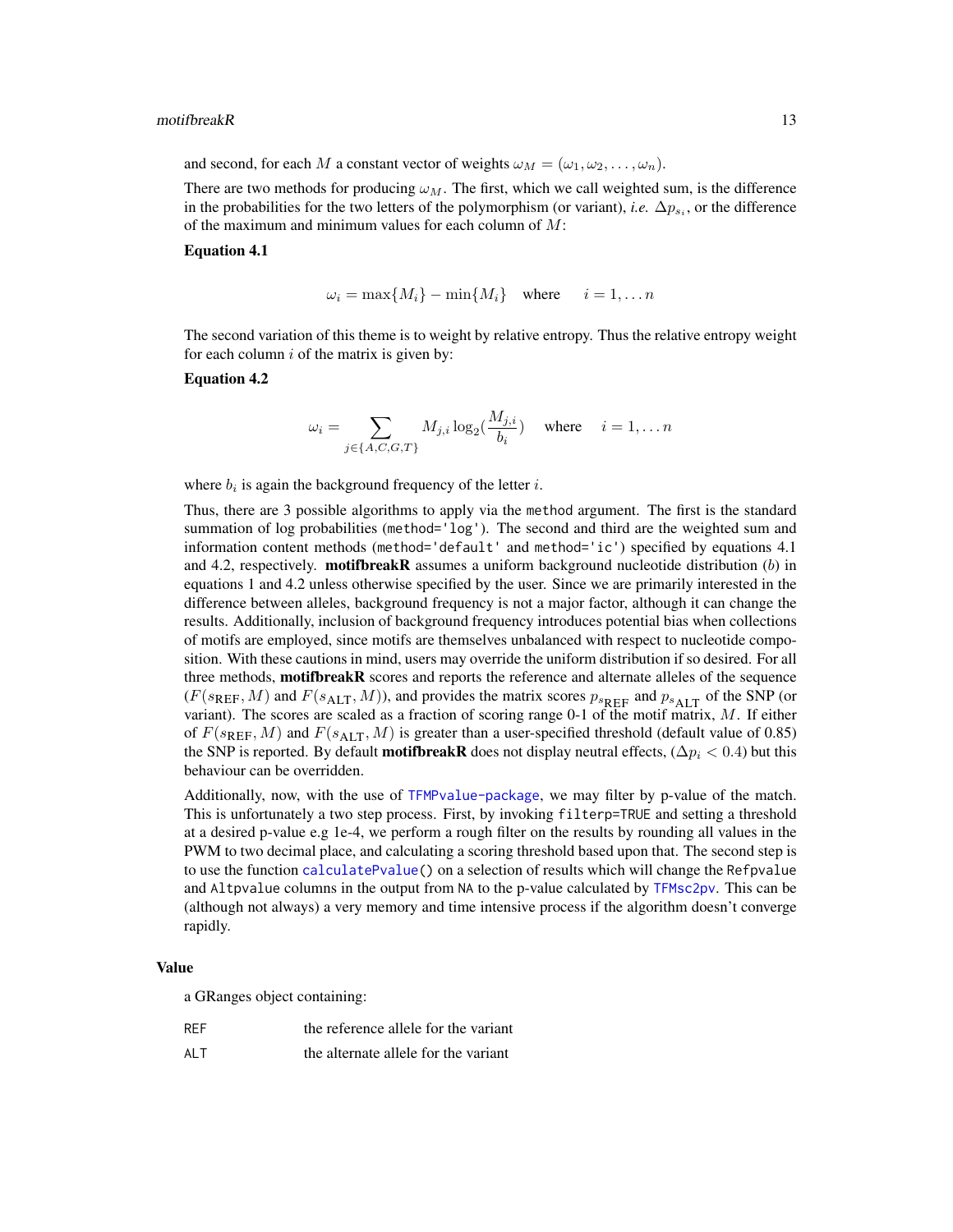and second, for each $M$ a constant vector of weights $\omega_M = (\omega_1, \omega_2, \ldots, \omega_n)$.

There are two methods for producing $\omega_M$. The first, which we call weighted sum, is the difference in the probabilities for the two letters of the polymorphism (or variant), *i.e.* $\Delta p_{s_i}$, or the difference of the maximum and minimum values for each column of $M$:

**Equation 4.1**

$$\omega_i = \max\{M_i\} - \min\{M_i\} \quad \text{where} \quad i = 1, \ldots n$$

The second variation of this theme is to weight by relative entropy. Thus the relative entropy weight for each column $i$ of the matrix is given by:

**Equation 4.2**

$$\omega_i = \sum_{j \in \{A,C,G,T\}} M_{j,i} \log_2\left(\frac{M_{j,i}}{b_i}\right) \quad \text{where} \quad i = 1, \ldots n$$

where $b_i$ is again the background frequency of the letter $i$.

Thus, there are 3 possible algorithms to apply via the `method` argument. The first is the standard summation of log probabilities (`method='log'`). The second and third are the weighted sum and information content methods (`method='default'` and `method='ic'`) specified by equations 4.1 and 4.2, respectively. **motifbreakR** assumes a uniform background nucleotide distribution ($b$) in equations 1 and 4.2 unless otherwise specified by the user. Since we are primarily interested in the difference between alleles, background frequency is not a major factor, although it can change the results. Additionally, inclusion of background frequency introduces potential bias when collections of motifs are employed, since motifs are themselves unbalanced with respect to nucleotide composition. With these cautions in mind, users may override the uniform distribution if so desired. For all three methods, **motifbreakR** scores and reports the reference and alternate alleles of the sequence ($F(s_{\mathrm{REF}}, M)$ and $F(s_{\mathrm{ALT}}, M)$), and provides the matrix scores $p_{s_{\mathrm{REF}}}$ and $p_{s_{\mathrm{ALT}}}$ of the SNP (or variant). The scores are scaled as a fraction of scoring range 0-1 of the motif matrix, $M$. If either of $F(s_{\mathrm{REF}}, M)$ and $F(s_{\mathrm{ALT}}, M)$ is greater than a user-specified threshold (default value of 0.85) the SNP is reported. By default **motifbreakR** does not display neutral effects, ($\Delta p_i < 0.4$) but this behaviour can be overridden.

Additionally, now, with the use of `TFMPvalue-package`, we may filter by p-value of the match. This is unfortunately a two step process. First, by invoking `filterp=TRUE` and setting a threshold at a desired p-value e.g 1e-4, we perform a rough filter on the results by rounding all values in the PWM to two decimal place, and calculating a scoring threshold based upon that. The second step is to use the function `calculatePvalue()` on a selection of results which will change the `Refpvalue` and `Altpvalue` columns in the output from `NA` to the p-value calculated by `TFMsc2pv`. This can be (although not always) a very memory and time intensive process if the algorithm doesn't converge rapidly.

## Value

a GRanges object containing:

| | |
|---|---|
| `REF` | the reference allele for the variant |
| `ALT` | the alternate allele for the variant |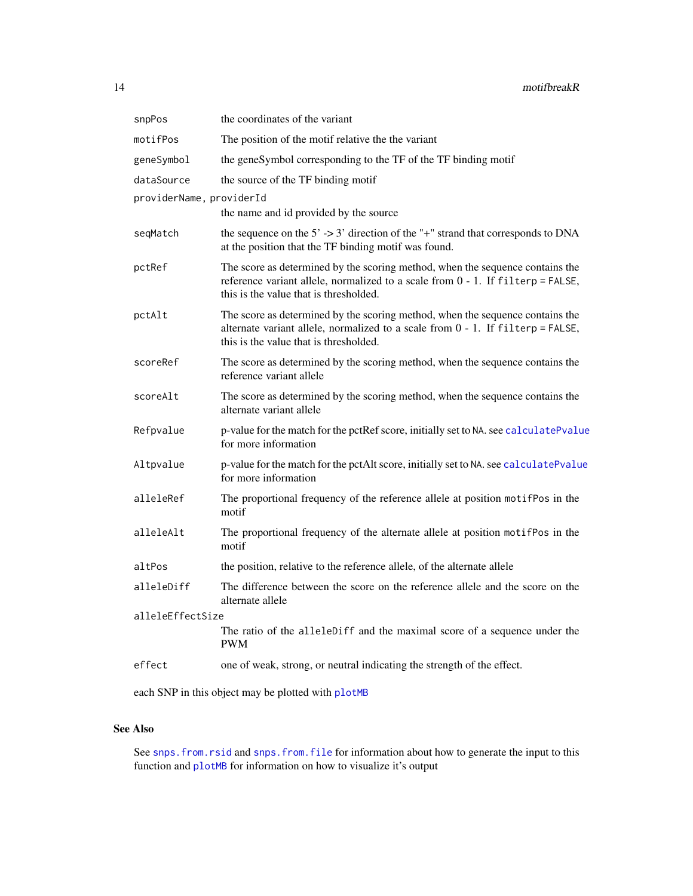`snpPos` the coordinates of the variant

`motifPos` The position of the motif relative the the variant

`geneSymbol` the geneSymbol corresponding to the TF of the TF binding motif

`dataSource` the source of the TF binding motif

`providerName, providerId`
the name and id provided by the source

`seqMatch` the sequence on the 5' -> 3' direction of the "+" strand that corresponds to DNA at the position that the TF binding motif was found.

`pctRef` The score as determined by the scoring method, when the sequence contains the reference variant allele, normalized to a scale from 0 - 1. If `filterp = FALSE`, this is the value that is thresholded.

`pctAlt` The score as determined by the scoring method, when the sequence contains the alternate variant allele, normalized to a scale from 0 - 1. If `filterp = FALSE`, this is the value that is thresholded.

`scoreRef` The score as determined by the scoring method, when the sequence contains the reference variant allele

`scoreAlt` The score as determined by the scoring method, when the sequence contains the alternate variant allele

`Refpvalue` p-value for the match for the pctRef score, initially set to `NA`. see `calculatePvalue` for more information

`Altpvalue` p-value for the match for the pctAlt score, initially set to `NA`. see `calculatePvalue` for more information

`alleleRef` The proportional frequency of the reference allele at position `motifPos` in the motif

`alleleAlt` The proportional frequency of the alternate allele at position `motifPos` in the motif

`altPos` the position, relative to the reference allele, of the alternate allele

`alleleDiff` The difference between the score on the reference allele and the score on the alternate allele

`alleleEffectSize`
The ratio of the `alleleDiff` and the maximal score of a sequence under the PWM

`effect` one of weak, strong, or neutral indicating the strength of the effect.

each SNP in this object may be plotted with `plotMB`

### See Also

See `snps.from.rsid` and `snps.from.file` for information about how to generate the input to this function and `plotMB` for information on how to visualize it's output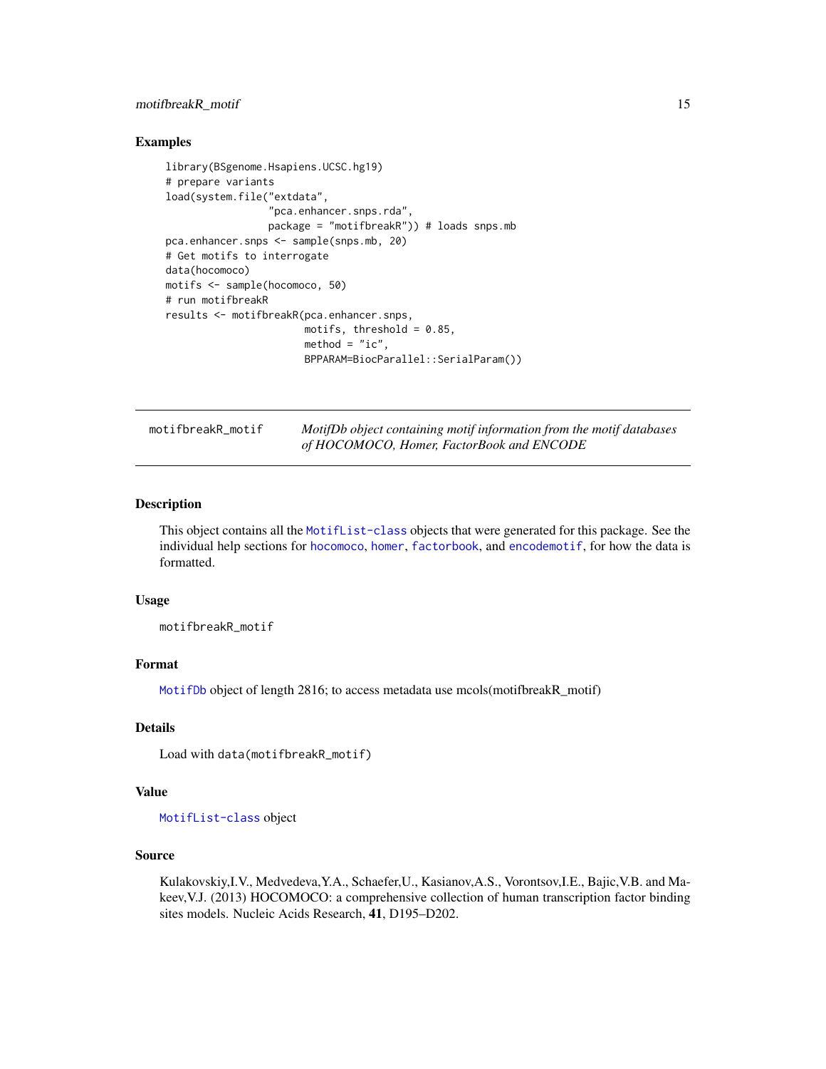### Examples

```
library(BSgenome.Hsapiens.UCSC.hg19)
# prepare variants
load(system.file("extdata",
                 "pca.enhancer.snps.rda",
                 package = "motifbreakR")) # loads snps.mb
pca.enhancer.snps <- sample(snps.mb, 20)
# Get motifs to interrogate
data(hocomoco)
motifs <- sample(hocomoco, 50)
# run motifbreakR
results <- motifbreakR(pca.enhancer.snps,
                       motifs, threshold = 0.85,
                       method = "ic",
                       BPPARAM=BiocParallel::SerialParam())
```

---

## motifbreakR_motif — *MotifDb object containing motif information from the motif databases of HOCOMOCO, Homer, FactorBook and ENCODE*

---

### Description

This object contains all the MotifList-class objects that were generated for this package. See the individual help sections for hocomoco, homer, factorbook, and encodemotif, for how the data is formatted.

### Usage

```
motifbreakR_motif
```

### Format

MotifDb object of length 2816; to access metadata use mcols(motifbreakR_motif)

### Details

Load with `data(motifbreakR_motif)`

### Value

MotifList-class object

### Source

Kulakovskiy,I.V., Medvedeva,Y.A., Schaefer,U., Kasianov,A.S., Vorontsov,I.E., Bajic,V.B. and Makeev,V.J. (2013) HOCOMOCO: a comprehensive collection of human transcription factor binding sites models. Nucleic Acids Research, **41**, D195–D202.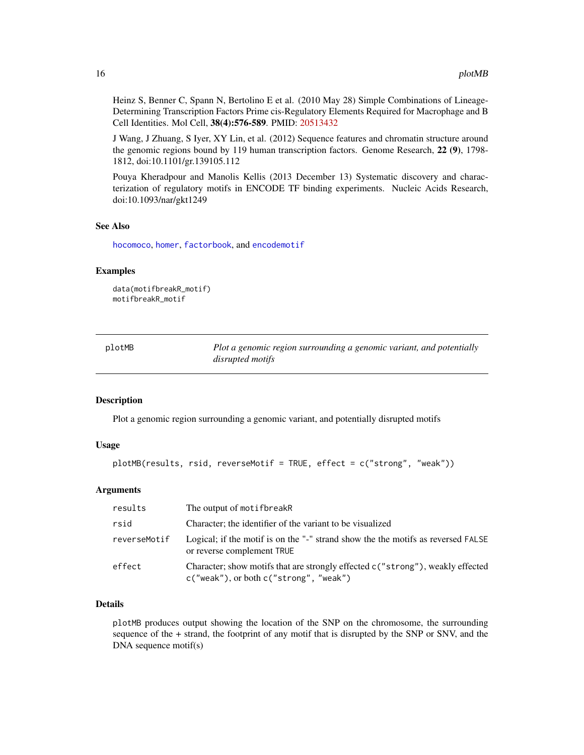Heinz S, Benner C, Spann N, Bertolino E et al. (2010 May 28) Simple Combinations of Lineage-Determining Transcription Factors Prime cis-Regulatory Elements Required for Macrophage and B Cell Identities. Mol Cell, **38(4):576-589**. PMID: 20513432

J Wang, J Zhuang, S Iyer, XY Lin, et al. (2012) Sequence features and chromatin structure around the genomic regions bound by 119 human transcription factors. Genome Research, **22 (9)**, 1798-1812, doi:10.1101/gr.139105.112

Pouya Kheradpour and Manolis Kellis (2013 December 13) Systematic discovery and characterization of regulatory motifs in ENCODE TF binding experiments. Nucleic Acids Research, doi:10.1093/nar/gkt1249

### See Also

`hocomoco`, `homer`, `factorbook`, and `encodemotif`

### Examples

```
data(motifbreakR_motif)
motifbreakR_motif
```

---

## plotMB — *Plot a genomic region surrounding a genomic variant, and potentially disrupted motifs*

### Description

Plot a genomic region surrounding a genomic variant, and potentially disrupted motifs

### Usage

```
plotMB(results, rsid, reverseMotif = TRUE, effect = c("strong", "weak"))
```

### Arguments

| | |
|---|---|
| `results` | The output of `motifbreakR` |
| `rsid` | Character; the identifier of the variant to be visualized |
| `reverseMotif` | Logical; if the motif is on the "-" strand show the the motifs as reversed `FALSE` or reverse complement `TRUE` |
| `effect` | Character; show motifs that are strongly effected `c("strong")`, weakly effected `c("weak")`, or both `c("strong", "weak")` |

### Details

`plotMB` produces output showing the location of the SNP on the chromosome, the surrounding sequence of the + strand, the footprint of any motif that is disrupted by the SNP or SNV, and the DNA sequence motif(s)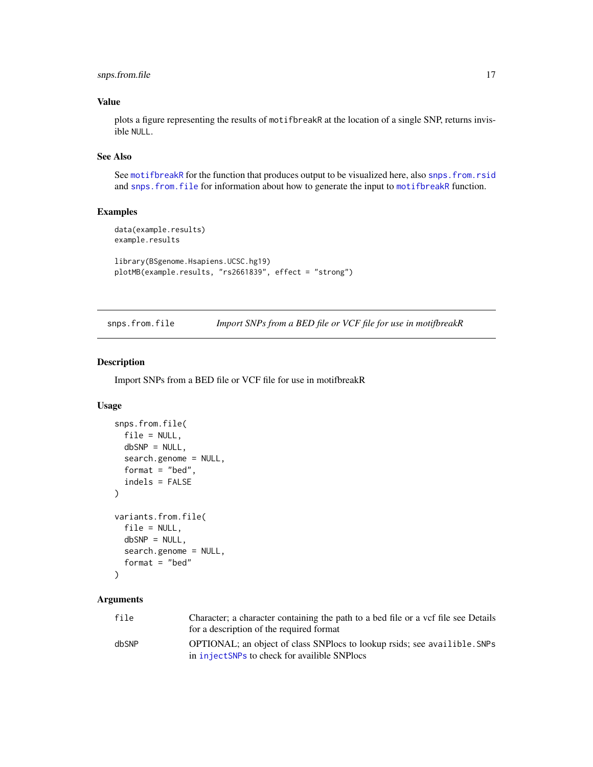## Value

plots a figure representing the results of `motifbreakR` at the location of a single SNP, returns invisible `NULL`.

## See Also

See `motifbreakR` for the function that produces output to be visualized here, also `snps.from.rsid` and `snps.from.file` for information about how to generate the input to `motifbreakR` function.

## Examples

```
data(example.results)
example.results

library(BSgenome.Hsapiens.UCSC.hg19)
plotMB(example.results, "rs2661839", effect = "strong")
```

---

# snps.from.file — *Import SNPs from a BED file or VCF file for use in motifbreakR*

## Description

Import SNPs from a BED file or VCF file for use in motifbreakR

## Usage

```
snps.from.file(
  file = NULL,
  dbSNP = NULL,
  search.genome = NULL,
  format = "bed",
  indels = FALSE
)

variants.from.file(
  file = NULL,
  dbSNP = NULL,
  search.genome = NULL,
  format = "bed"
)
```

## Arguments

| | |
|---|---|
| `file` | Character; a character containing the path to a bed file or a vcf file see Details for a description of the required format |
| `dbSNP` | OPTIONAL; an object of class SNPlocs to lookup rsids; see `availible.SNPs` in `injectSNPs` to check for availible SNPlocs |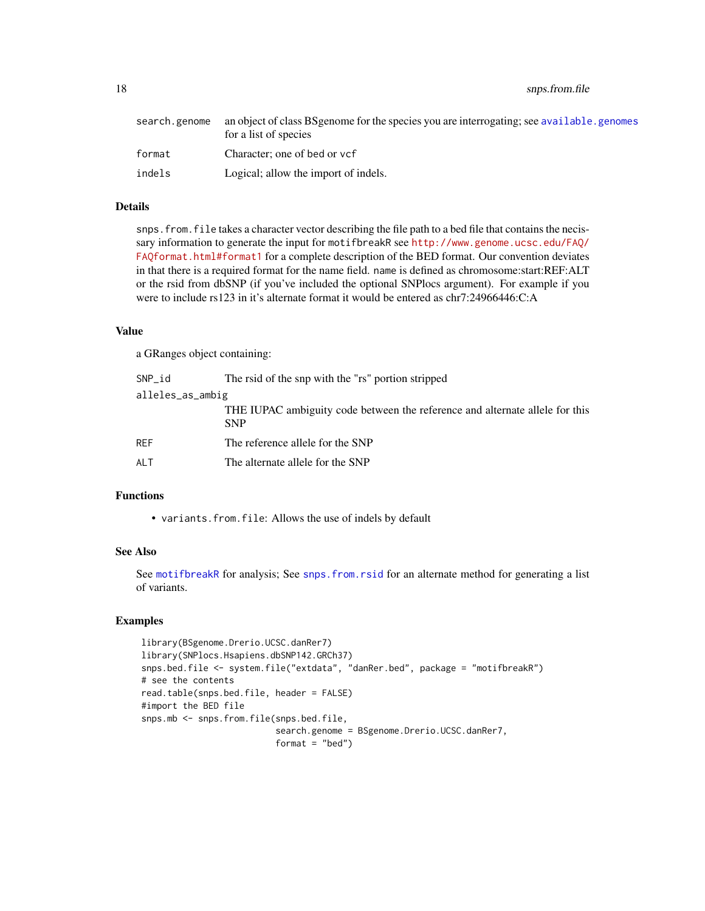| | |
|---|---|
| search.genome | an object of class BSgenome for the species you are interrogating; see available.genomes for a list of species |
| format | Character; one of bed or vcf |
| indels | Logical; allow the import of indels. |

## Details

snps.from.file takes a character vector describing the file path to a bed file that contains the necissary information to generate the input for motifbreakR see http://www.genome.ucsc.edu/FAQ/FAQformat.html#format1 for a complete description of the BED format. Our convention deviates in that there is a required format for the name field. name is defined as chromosome:start:REF:ALT or the rsid from dbSNP (if you've included the optional SNPlocs argument). For example if you were to include rs123 in it's alternate format it would be entered as chr7:24966446:C:A

## Value

a GRanges object containing:

| | |
|---|---|
| SNP_id | The rsid of the snp with the "rs" portion stripped |
| alleles_as_ambig | THE IUPAC ambiguity code between the reference and alternate allele for this SNP |
| REF | The reference allele for the SNP |
| ALT | The alternate allele for the SNP |

## Functions

- variants.from.file: Allows the use of indels by default

## See Also

See motifbreakR for analysis; See snps.from.rsid for an alternate method for generating a list of variants.

## Examples

```
library(BSgenome.Drerio.UCSC.danRer7)
library(SNPlocs.Hsapiens.dbSNP142.GRCh37)
snps.bed.file <- system.file("extdata", "danRer.bed", package = "motifbreakR")
# see the contents
read.table(snps.bed.file, header = FALSE)
#import the BED file
snps.mb <- snps.from.file(snps.bed.file,
                          search.genome = BSgenome.Drerio.UCSC.danRer7,
                          format = "bed")
```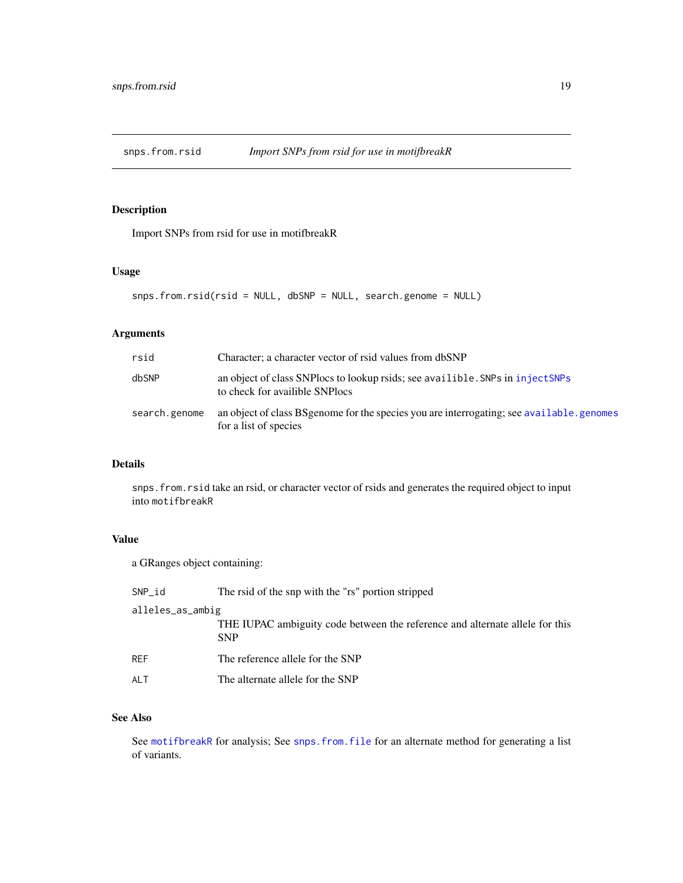snps.from.rsid *Import SNPs from rsid for use in motifbreakR*

## Description

Import SNPs from rsid for use in motifbreakR

## Usage

```
snps.from.rsid(rsid = NULL, dbSNP = NULL, search.genome = NULL)
```

## Arguments

| | |
|---|---|
| `rsid` | Character; a character vector of rsid values from dbSNP |
| `dbSNP` | an object of class SNPlocs to lookup rsids; see `availible.SNPs` in `injectSNPs` to check for availible SNPlocs |
| `search.genome` | an object of class BSgenome for the species you are interrogating; see `available.genomes` for a list of species |

## Details

`snps.from.rsid` take an rsid, or character vector of rsids and generates the required object to input into `motifbreakR`

## Value

a GRanges object containing:

| | |
|---|---|
| `SNP_id` | The rsid of the snp with the "rs" portion stripped |
| `alleles_as_ambig` | THE IUPAC ambiguity code between the reference and alternate allele for this SNP |
| `REF` | The reference allele for the SNP |
| `ALT` | The alternate allele for the SNP |

## See Also

See `motifbreakR` for analysis; See `snps.from.file` for an alternate method for generating a list of variants.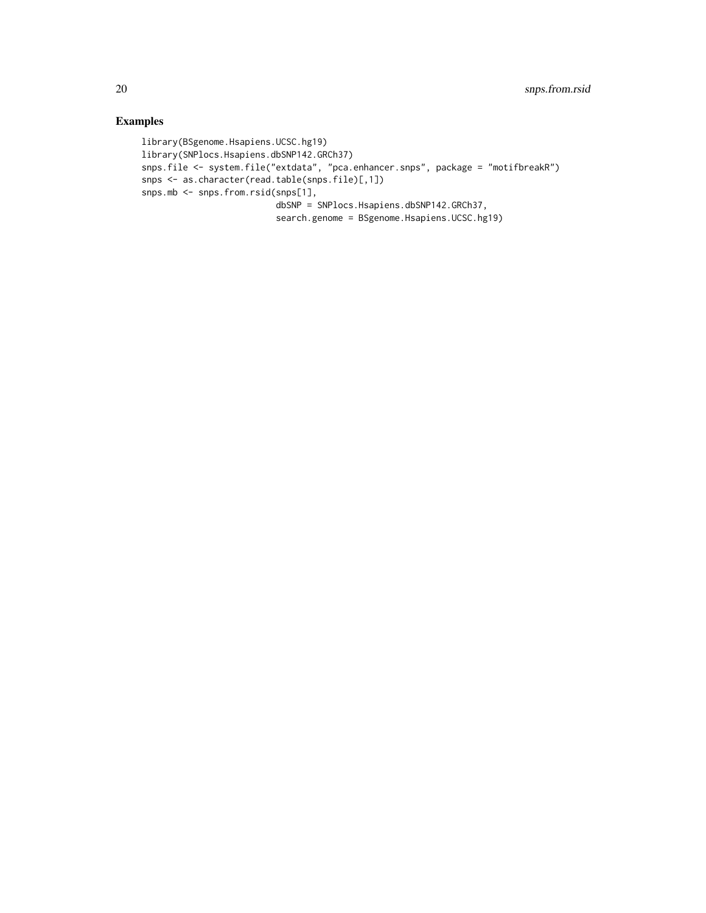## Examples

```
library(BSgenome.Hsapiens.UCSC.hg19)
library(SNPlocs.Hsapiens.dbSNP142.GRCh37)
snps.file <- system.file("extdata", "pca.enhancer.snps", package = "motifbreakR")
snps <- as.character(read.table(snps.file)[,1])
snps.mb <- snps.from.rsid(snps[1],
                          dbSNP = SNPlocs.Hsapiens.dbSNP142.GRCh37,
                          search.genome = BSgenome.Hsapiens.UCSC.hg19)
```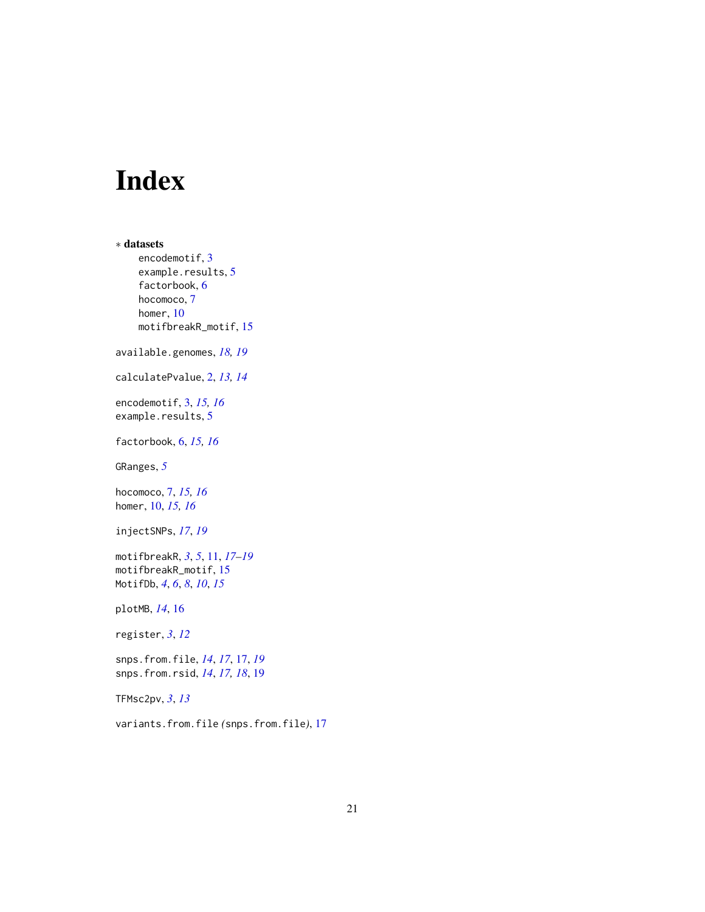# Index

∗ **datasets**

encodemotif, 3
example.results, 5
factorbook, 6
hocomoco, 7
homer, 10
motifbreakR_motif, 15

available.genomes, *18, 19*

calculatePvalue, 2, *13, 14*

encodemotif, 3, *15, 16*
example.results, 5

factorbook, 6, *15, 16*

GRanges, *5*

hocomoco, 7, *15, 16*
homer, 10, *15, 16*

injectSNPs, *17*, *19*

motifbreakR, *3*, *5*, 11, *17–19*
motifbreakR_motif, 15
MotifDb, *4*, *6*, *8*, *10*, *15*

plotMB, *14*, 16

register, *3*, *12*

snps.from.file, *14*, *17*, 17, *19*
snps.from.rsid, *14*, *17, 18*, 19

TFMsc2pv, *3*, *13*

variants.from.file *(*snps.from.file*)*, 17